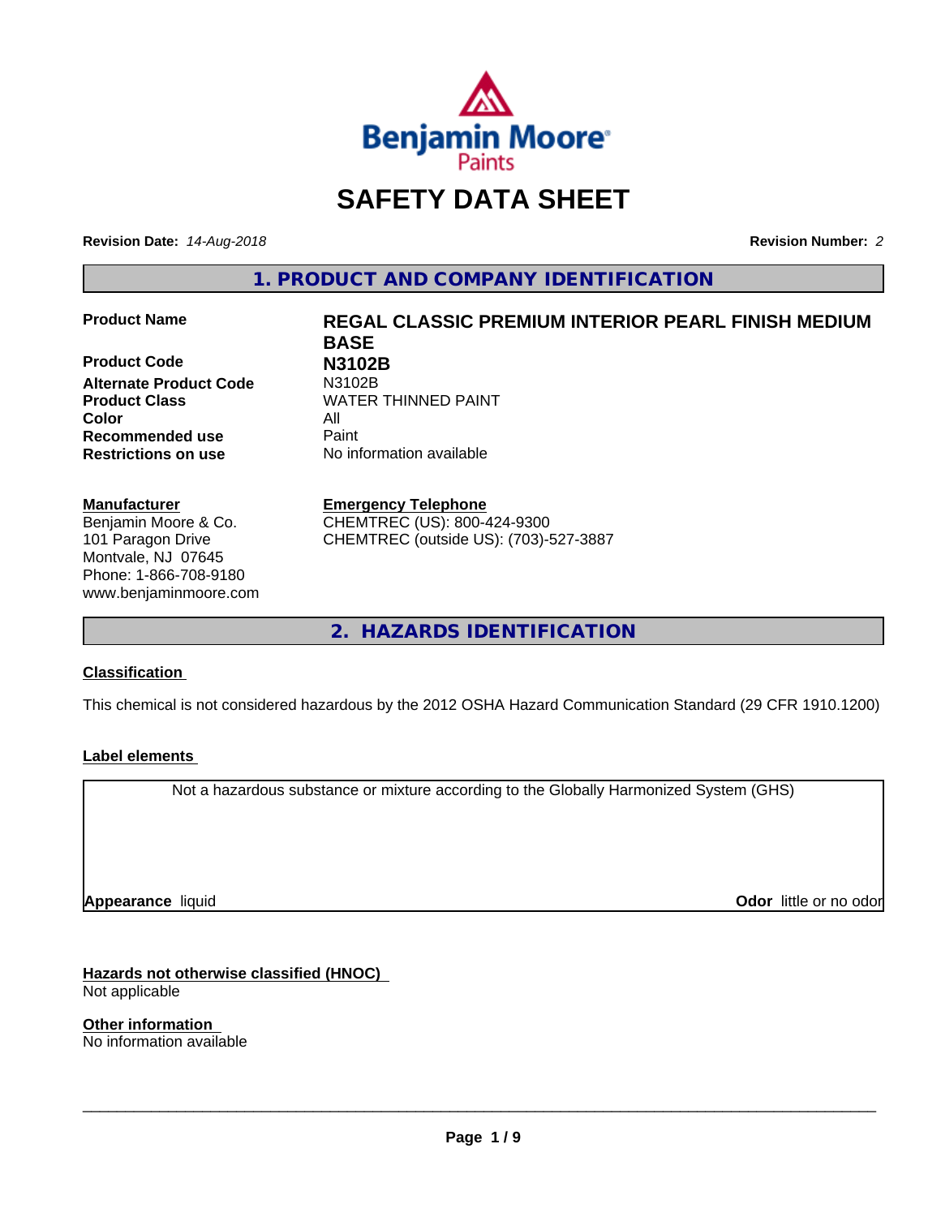# SAFETY DATA SHEET

**Revision Date:** *14-Aug-2018*

**Revision Number:** *2*

## 1. PRODUCT AND COMPANY IDENTIFICATION

| | |
|---|---|
| **Product Name** | **REGAL CLASSIC PREMIUM INTERIOR PEARL FINISH MEDIUM BASE** |
| **Product Code** | **N3102B** |
| **Alternate Product Code** | N3102B |
| **Product Class** | WATER THINNED PAINT |
| **Color** | All |
| **Recommended use** | Paint |
| **Restrictions on use** | No information available |

**Manufacturer**
Benjamin Moore & Co.
101 Paragon Drive
Montvale, NJ 07645
Phone: 1-866-708-9180
www.benjaminmoore.com

**Emergency Telephone**
CHEMTREC (US): 800-424-9300
CHEMTREC (outside US): (703)-527-3887

## 2. HAZARDS IDENTIFICATION

**Classification**

This chemical is not considered hazardous by the 2012 OSHA Hazard Communication Standard (29 CFR 1910.1200)

**Label elements**

Not a hazardous substance or mixture according to the Globally Harmonized System (GHS)

**Appearance** liquid

**Odor** little or no odor

**Hazards not otherwise classified (HNOC)**
Not applicable

**Other information**
No information available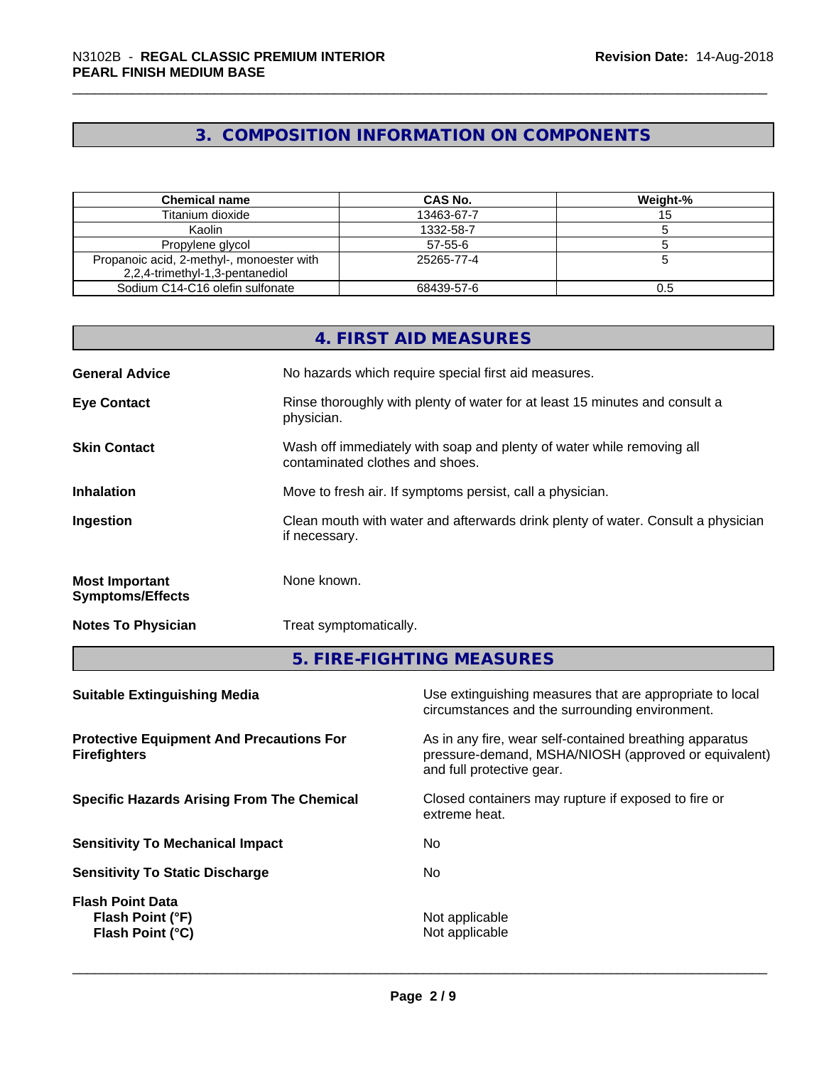## 3. COMPOSITION INFORMATION ON COMPONENTS

| Chemical name | CAS No. | Weight-% |
|---|---|---|
| Titanium dioxide | 13463-67-7 | 15 |
| Kaolin | 1332-58-7 | 5 |
| Propylene glycol | 57-55-6 | 5 |
| Propanoic acid, 2-methyl-, monoester with 2,2,4-trimethyl-1,3-pentanediol | 25265-77-4 | 5 |
| Sodium C14-C16 olefin sulfonate | 68439-57-6 | 0.5 |

## 4. FIRST AID MEASURES

**General Advice** No hazards which require special first aid measures.

**Eye Contact** Rinse thoroughly with plenty of water for at least 15 minutes and consult a physician.

**Skin Contact** Wash off immediately with soap and plenty of water while removing all contaminated clothes and shoes.

**Inhalation** Move to fresh air. If symptoms persist, call a physician.

**Ingestion** Clean mouth with water and afterwards drink plenty of water. Consult a physician if necessary.

**Most Important Symptoms/Effects** None known.

**Notes To Physician** Treat symptomatically.

## 5. FIRE-FIGHTING MEASURES

**Suitable Extinguishing Media** Use extinguishing measures that are appropriate to local circumstances and the surrounding environment.

**Protective Equipment And Precautions For Firefighters** As in any fire, wear self-contained breathing apparatus pressure-demand, MSHA/NIOSH (approved or equivalent) and full protective gear.

**Specific Hazards Arising From The Chemical** Closed containers may rupture if exposed to fire or extreme heat.

**Sensitivity To Mechanical Impact** No

**Sensitivity To Static Discharge** No

**Flash Point Data**
**Flash Point (°F)** Not applicable
**Flash Point (°C)** Not applicable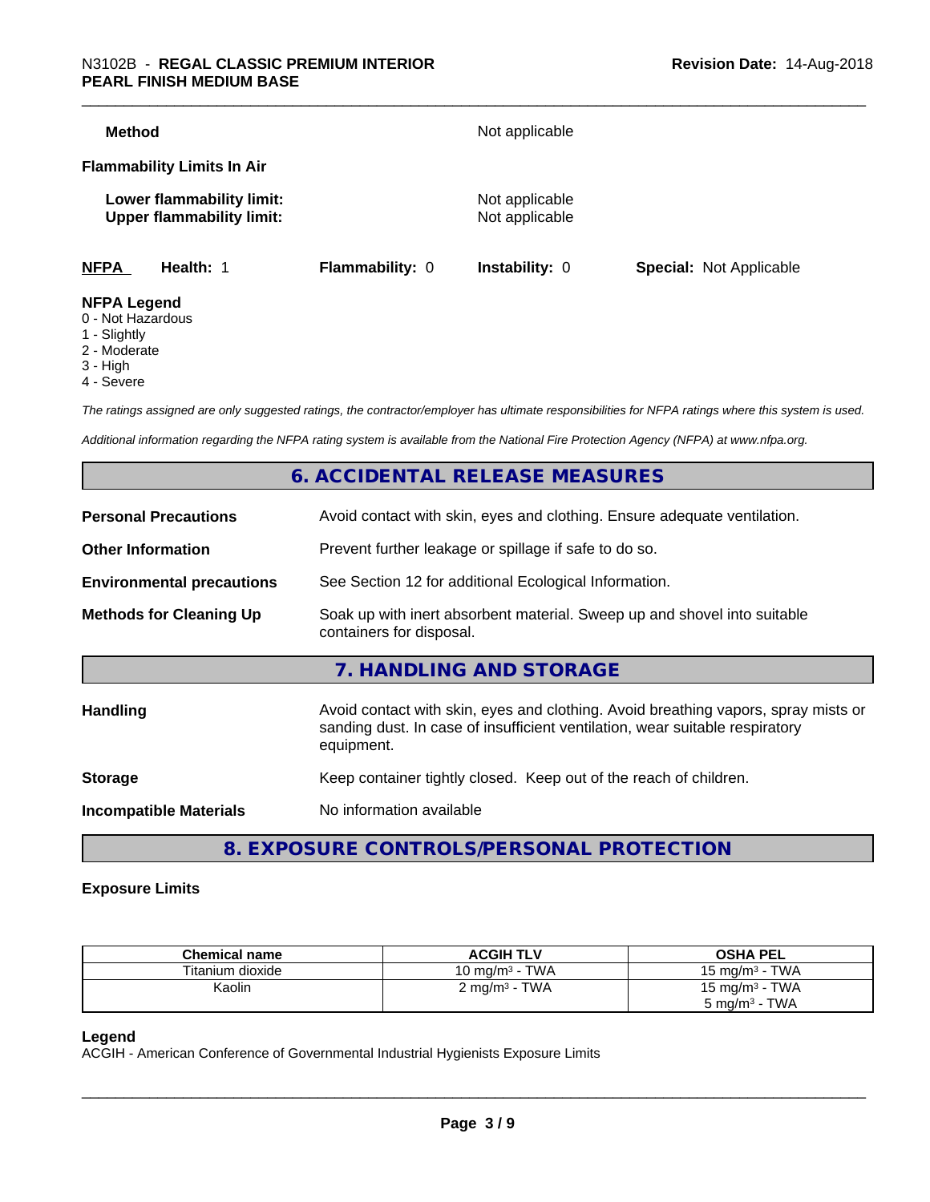**Method** Not applicable

**Flammability Limits In Air**

**Lower flammability limit:** Not applicable
**Upper flammability limit:** Not applicable

| NFPA | Health: 1 | Flammability: 0 | Instability: 0 | Special: Not Applicable |
|---|---|---|---|---|

**NFPA Legend**
0 - Not Hazardous
1 - Slightly
2 - Moderate
3 - High
4 - Severe

*The ratings assigned are only suggested ratings, the contractor/employer has ultimate responsibilities for NFPA ratings where this system is used.*

*Additional information regarding the NFPA rating system is available from the National Fire Protection Agency (NFPA) at www.nfpa.org.*

## 6. ACCIDENTAL RELEASE MEASURES

**Personal Precautions** Avoid contact with skin, eyes and clothing. Ensure adequate ventilation.

**Other Information** Prevent further leakage or spillage if safe to do so.

**Environmental precautions** See Section 12 for additional Ecological Information.

**Methods for Cleaning Up** Soak up with inert absorbent material. Sweep up and shovel into suitable containers for disposal.

## 7. HANDLING AND STORAGE

**Handling** Avoid contact with skin, eyes and clothing. Avoid breathing vapors, spray mists or sanding dust. In case of insufficient ventilation, wear suitable respiratory equipment.

**Storage** Keep container tightly closed. Keep out of the reach of children.

**Incompatible Materials** No information available

## 8. EXPOSURE CONTROLS/PERSONAL PROTECTION

**Exposure Limits**

| Chemical name | ACGIH TLV | OSHA PEL |
|---|---|---|
| Titanium dioxide | 10 mg/m³ - TWA | 15 mg/m³ - TWA |
| Kaolin | 2 mg/m³ - TWA | 15 mg/m³ - TWA<br>5 mg/m³ - TWA |

**Legend**
ACGIH - American Conference of Governmental Industrial Hygienists Exposure Limits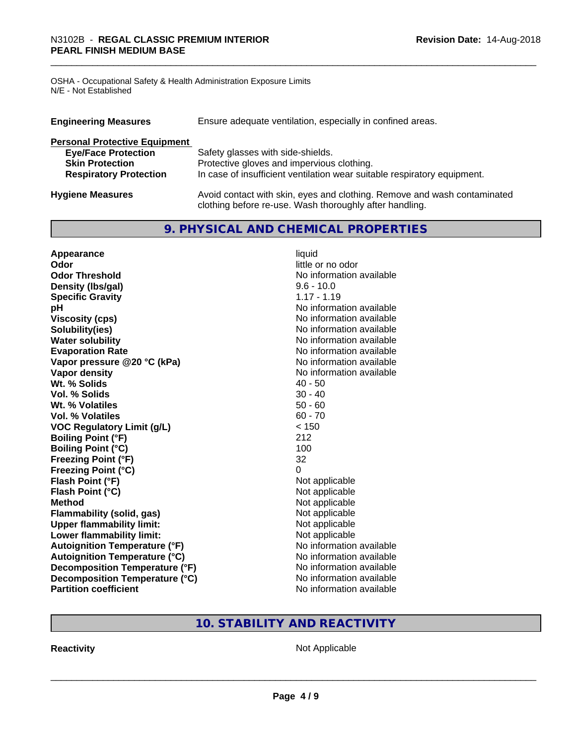OSHA - Occupational Safety & Health Administration Exposure Limits
N/E - Not Established

| | |
|---|---|
| **Engineering Measures** | Ensure adequate ventilation, especially in confined areas. |

**Personal Protective Equipment**

| | |
|---|---|
| **Eye/Face Protection** | Safety glasses with side-shields. |
| **Skin Protection** | Protective gloves and impervious clothing. |
| **Respiratory Protection** | In case of insufficient ventilation wear suitable respiratory equipment. |

| | |
|---|---|
| **Hygiene Measures** | Avoid contact with skin, eyes and clothing. Remove and wash contaminated clothing before re-use. Wash thoroughly after handling. |

## 9. PHYSICAL AND CHEMICAL PROPERTIES

| | |
|---|---|
| **Appearance** | liquid |
| **Odor** | little or no odor |
| **Odor Threshold** | No information available |
| **Density (lbs/gal)** | 9.6 - 10.0 |
| **Specific Gravity** | 1.17 - 1.19 |
| **pH** | No information available |
| **Viscosity (cps)** | No information available |
| **Solubility(ies)** | No information available |
| **Water solubility** | No information available |
| **Evaporation Rate** | No information available |
| **Vapor pressure @20 °C (kPa)** | No information available |
| **Vapor density** | No information available |
| **Wt. % Solids** | 40 - 50 |
| **Vol. % Solids** | 30 - 40 |
| **Wt. % Volatiles** | 50 - 60 |
| **Vol. % Volatiles** | 60 - 70 |
| **VOC Regulatory Limit (g/L)** | < 150 |
| **Boiling Point (°F)** | 212 |
| **Boiling Point (°C)** | 100 |
| **Freezing Point (°F)** | 32 |
| **Freezing Point (°C)** | 0 |
| **Flash Point (°F)** | Not applicable |
| **Flash Point (°C)** | Not applicable |
| **Method** | Not applicable |
| **Flammability (solid, gas)** | Not applicable |
| **Upper flammability limit:** | Not applicable |
| **Lower flammability limit:** | Not applicable |
| **Autoignition Temperature (°F)** | No information available |
| **Autoignition Temperature (°C)** | No information available |
| **Decomposition Temperature (°F)** | No information available |
| **Decomposition Temperature (°C)** | No information available |
| **Partition coefficient** | No information available |

## 10. STABILITY AND REACTIVITY

| | |
|---|---|
| **Reactivity** | Not Applicable |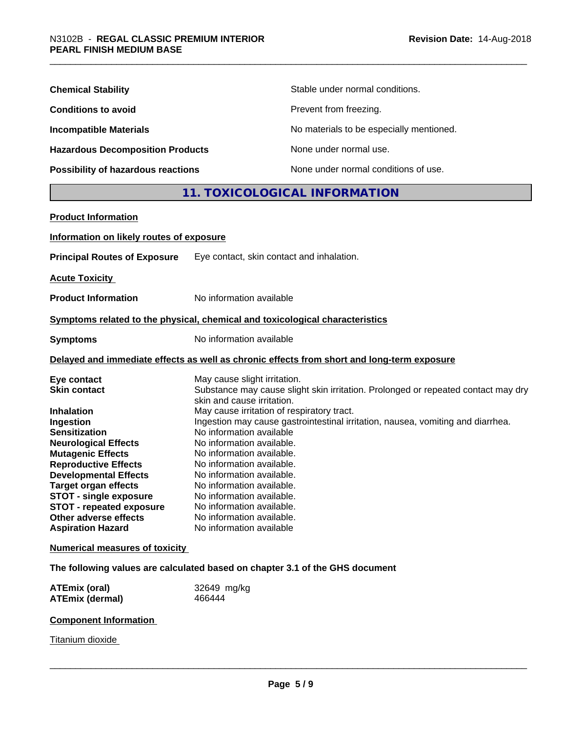| | |
|---|---|
| **Chemical Stability** | Stable under normal conditions. |
| **Conditions to avoid** | Prevent from freezing. |
| **Incompatible Materials** | No materials to be especially mentioned. |
| **Hazardous Decomposition Products** | None under normal use. |
| **Possibility of hazardous reactions** | None under normal conditions of use. |

## 11. TOXICOLOGICAL INFORMATION

**Product Information**

**Information on likely routes of exposure**

**Principal Routes of Exposure** Eye contact, skin contact and inhalation.

**Acute Toxicity**

**Product Information** No information available

**Symptoms related to the physical, chemical and toxicological characteristics**

**Symptoms** No information available

**Delayed and immediate effects as well as chronic effects from short and long-term exposure**

| | |
|---|---|
| **Eye contact** | May cause slight irritation. |
| **Skin contact** | Substance may cause slight skin irritation. Prolonged or repeated contact may dry skin and cause irritation. |
| **Inhalation** | May cause irritation of respiratory tract. |
| **Ingestion** | Ingestion may cause gastrointestinal irritation, nausea, vomiting and diarrhea. |
| **Sensitization** | No information available |
| **Neurological Effects** | No information available. |
| **Mutagenic Effects** | No information available. |
| **Reproductive Effects** | No information available. |
| **Developmental Effects** | No information available. |
| **Target organ effects** | No information available. |
| **STOT - single exposure** | No information available. |
| **STOT - repeated exposure** | No information available. |
| **Other adverse effects** | No information available. |
| **Aspiration Hazard** | No information available |

**Numerical measures of toxicity**

**The following values are calculated based on chapter 3.1 of the GHS document**

| | |
|---|---|
| **ATEmix (oral)** | 32649 mg/kg |
| **ATEmix (dermal)** | 466444 |

**Component Information**

Titanium dioxide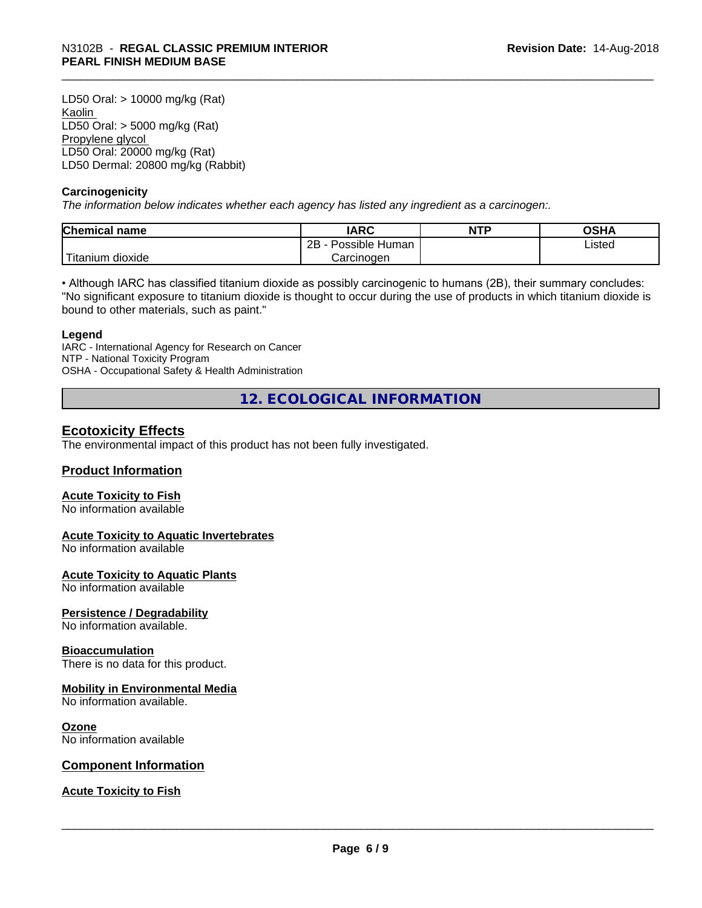LD50 Oral: > 10000 mg/kg (Rat)
Kaolin
LD50 Oral: > 5000 mg/kg (Rat)
Propylene glycol
LD50 Oral: 20000 mg/kg (Rat)
LD50 Dermal: 20800 mg/kg (Rabbit)

**Carcinogenicity**

*The information below indicates whether each agency has listed any ingredient as a carcinogen:.*

| Chemical name | IARC | NTP | OSHA |
|---|---|---|---|
| Titanium dioxide | 2B - Possible Human Carcinogen | | Listed |

• Although IARC has classified titanium dioxide as possibly carcinogenic to humans (2B), their summary concludes: "No significant exposure to titanium dioxide is thought to occur during the use of products in which titanium dioxide is bound to other materials, such as paint."

**Legend**

IARC - International Agency for Research on Cancer
NTP - National Toxicity Program
OSHA - Occupational Safety & Health Administration

## 12. ECOLOGICAL INFORMATION

### Ecotoxicity Effects

The environmental impact of this product has not been fully investigated.

### Product Information

**Acute Toxicity to Fish**

No information available

**Acute Toxicity to Aquatic Invertebrates**

No information available

**Acute Toxicity to Aquatic Plants**

No information available

**Persistence / Degradability**

No information available.

**Bioaccumulation**

There is no data for this product.

**Mobility in Environmental Media**

No information available.

**Ozone**

No information available

### Component Information

**Acute Toxicity to Fish**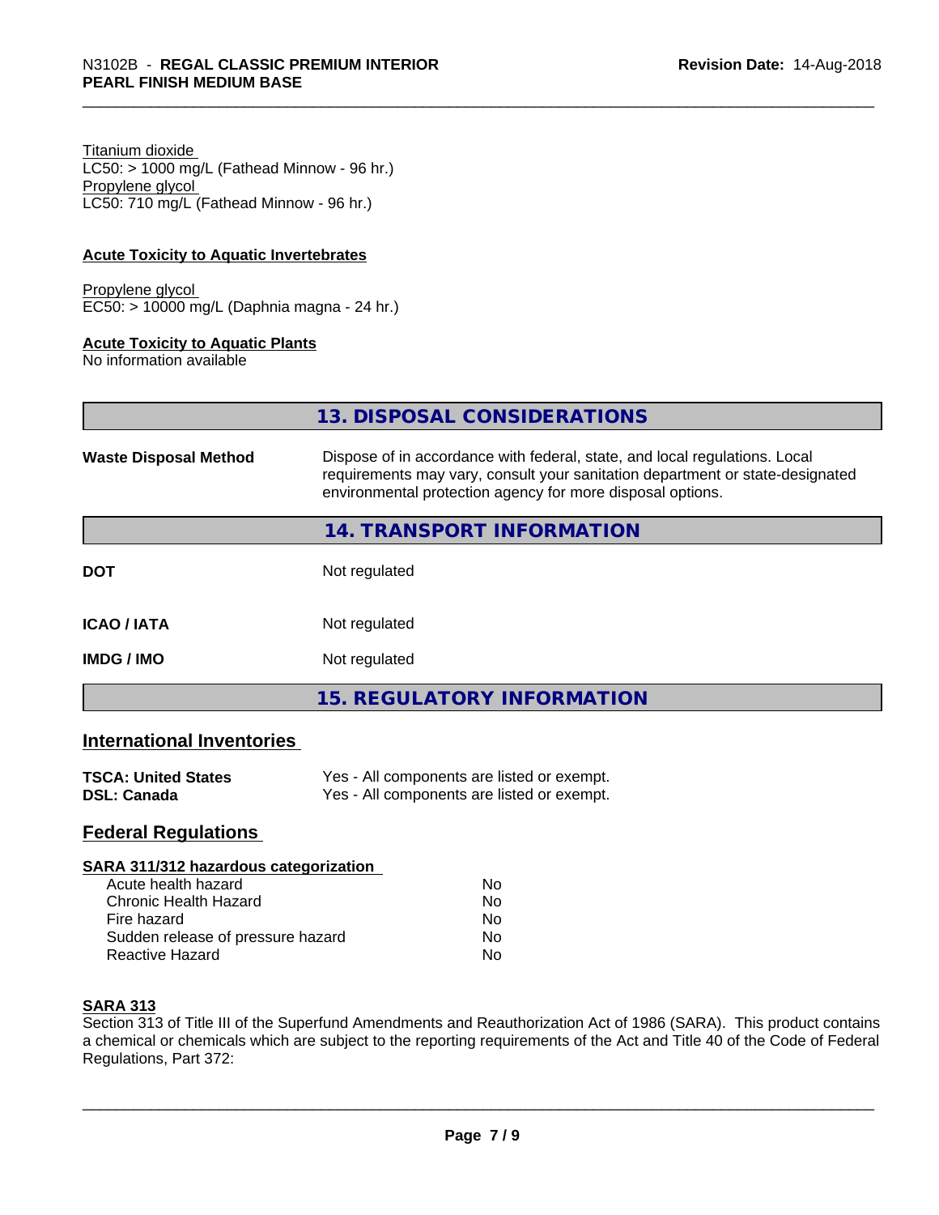Titanium dioxide
LC50: > 1000 mg/L (Fathead Minnow - 96 hr.)
Propylene glycol
LC50: 710 mg/L (Fathead Minnow - 96 hr.)

**Acute Toxicity to Aquatic Invertebrates**

Propylene glycol
EC50: > 10000 mg/L (Daphnia magna - 24 hr.)

**Acute Toxicity to Aquatic Plants**
No information available

## 13. DISPOSAL CONSIDERATIONS

| | |
|---|---|
| **Waste Disposal Method** | Dispose of in accordance with federal, state, and local regulations. Local requirements may vary, consult your sanitation department or state-designated environmental protection agency for more disposal options. |

## 14. TRANSPORT INFORMATION

| | |
|---|---|
| **DOT** | Not regulated |
| **ICAO / IATA** | Not regulated |
| **IMDG / IMO** | Not regulated |

## 15. REGULATORY INFORMATION

### International Inventories

| | |
|---|---|
| **TSCA: United States** | Yes - All components are listed or exempt. |
| **DSL: Canada** | Yes - All components are listed or exempt. |

### Federal Regulations

**SARA 311/312 hazardous categorization**

| | |
|---|---|
| Acute health hazard | No |
| Chronic Health Hazard | No |
| Fire hazard | No |
| Sudden release of pressure hazard | No |
| Reactive Hazard | No |

**SARA 313**
Section 313 of Title III of the Superfund Amendments and Reauthorization Act of 1986 (SARA). This product contains a chemical or chemicals which are subject to the reporting requirements of the Act and Title 40 of the Code of Federal Regulations, Part 372: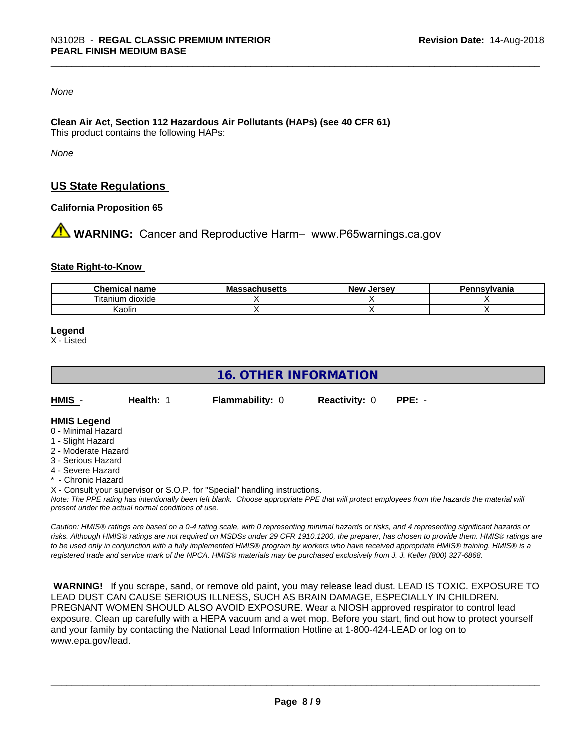*None*

**Clean Air Act, Section 112 Hazardous Air Pollutants (HAPs) (see 40 CFR 61)**

This product contains the following HAPs:

*None*

## US State Regulations

### California Proposition 65

⚠ **WARNING:** Cancer and Reproductive Harm– www.P65warnings.ca.gov

### State Right-to-Know

| Chemical name | Massachusetts | New Jersey | Pennsylvania |
|---|---|---|---|
| Titanium dioxide | X | X | X |
| Kaolin | X | X | X |

**Legend**

X - Listed

## 16. OTHER INFORMATION

**HMIS** - **Health:** 1 **Flammability:** 0 **Reactivity:** 0 **PPE:** -

**HMIS Legend**

0 - Minimal Hazard
1 - Slight Hazard
2 - Moderate Hazard
3 - Serious Hazard
4 - Severe Hazard
* - Chronic Hazard
X - Consult your supervisor or S.O.P. for "Special" handling instructions.

*Note: The PPE rating has intentionally been left blank. Choose appropriate PPE that will protect employees from the hazards the material will present under the actual normal conditions of use.*

*Caution: HMIS® ratings are based on a 0-4 rating scale, with 0 representing minimal hazards or risks, and 4 representing significant hazards or risks. Although HMIS® ratings are not required on MSDSs under 29 CFR 1910.1200, the preparer, has chosen to provide them. HMIS® ratings are to be used only in conjunction with a fully implemented HMIS® program by workers who have received appropriate HMIS® training. HMIS® is a registered trade and service mark of the NPCA. HMIS® materials may be purchased exclusively from J. J. Keller (800) 327-6868.*

**WARNING!** If you scrape, sand, or remove old paint, you may release lead dust. LEAD IS TOXIC. EXPOSURE TO LEAD DUST CAN CAUSE SERIOUS ILLNESS, SUCH AS BRAIN DAMAGE, ESPECIALLY IN CHILDREN. PREGNANT WOMEN SHOULD ALSO AVOID EXPOSURE. Wear a NIOSH approved respirator to control lead exposure. Clean up carefully with a HEPA vacuum and a wet mop. Before you start, find out how to protect yourself and your family by contacting the National Lead Information Hotline at 1-800-424-LEAD or log on to www.epa.gov/lead.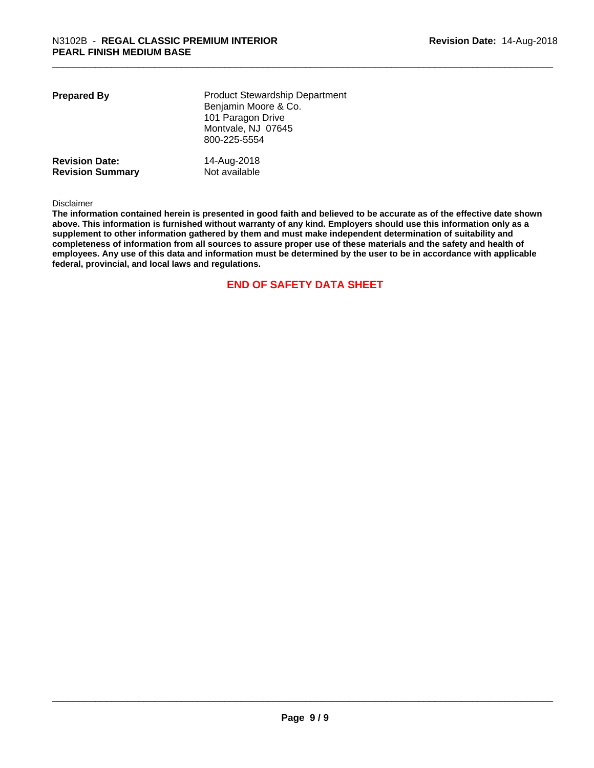| | |
|---|---|
| **Prepared By** | Product Stewardship Department<br>Benjamin Moore & Co.<br>101 Paragon Drive<br>Montvale, NJ  07645<br>800-225-5554 |
| **Revision Date:** | 14-Aug-2018 |
| **Revision Summary** | Not available |

Disclaimer

**The information contained herein is presented in good faith and believed to be accurate as of the effective date shown above. This information is furnished without warranty of any kind. Employers should use this information only as a supplement to other information gathered by them and must make independent determination of suitability and completeness of information from all sources to assure proper use of these materials and the safety and health of employees. Any use of this data and information must be determined by the user to be in accordance with applicable federal, provincial, and local laws and regulations.**

**END OF SAFETY DATA SHEET**